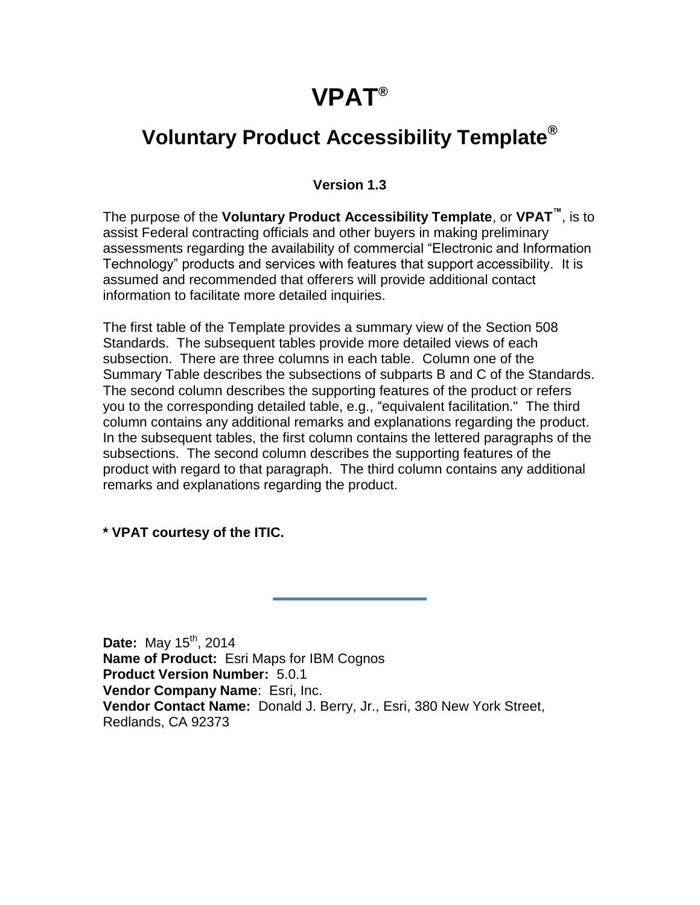# VPAT®

## Voluntary Product Accessibility Template®

**Version 1.3**

The purpose of the **Voluntary Product Accessibility Template**, or **VPAT™**, is to assist Federal contracting officials and other buyers in making preliminary assessments regarding the availability of commercial "Electronic and Information Technology" products and services with features that support accessibility. It is assumed and recommended that offerers will provide additional contact information to facilitate more detailed inquiries.

The first table of the Template provides a summary view of the Section 508 Standards. The subsequent tables provide more detailed views of each subsection. There are three columns in each table. Column one of the Summary Table describes the subsections of subparts B and C of the Standards. The second column describes the supporting features of the product or refers you to the corresponding detailed table, e.g., "equivalent facilitation." The third column contains any additional remarks and explanations regarding the product. In the subsequent tables, the first column contains the lettered paragraphs of the subsections. The second column describes the supporting features of the product with regard to that paragraph. The third column contains any additional remarks and explanations regarding the product.

**\* VPAT courtesy of the ITIC.**

---

**Date:** May 15th, 2014
**Name of Product:** Esri Maps for IBM Cognos
**Product Version Number:** 5.0.1
**Vendor Company Name**: Esri, Inc.
**Vendor Contact Name:** Donald J. Berry, Jr., Esri, 380 New York Street, Redlands, CA 92373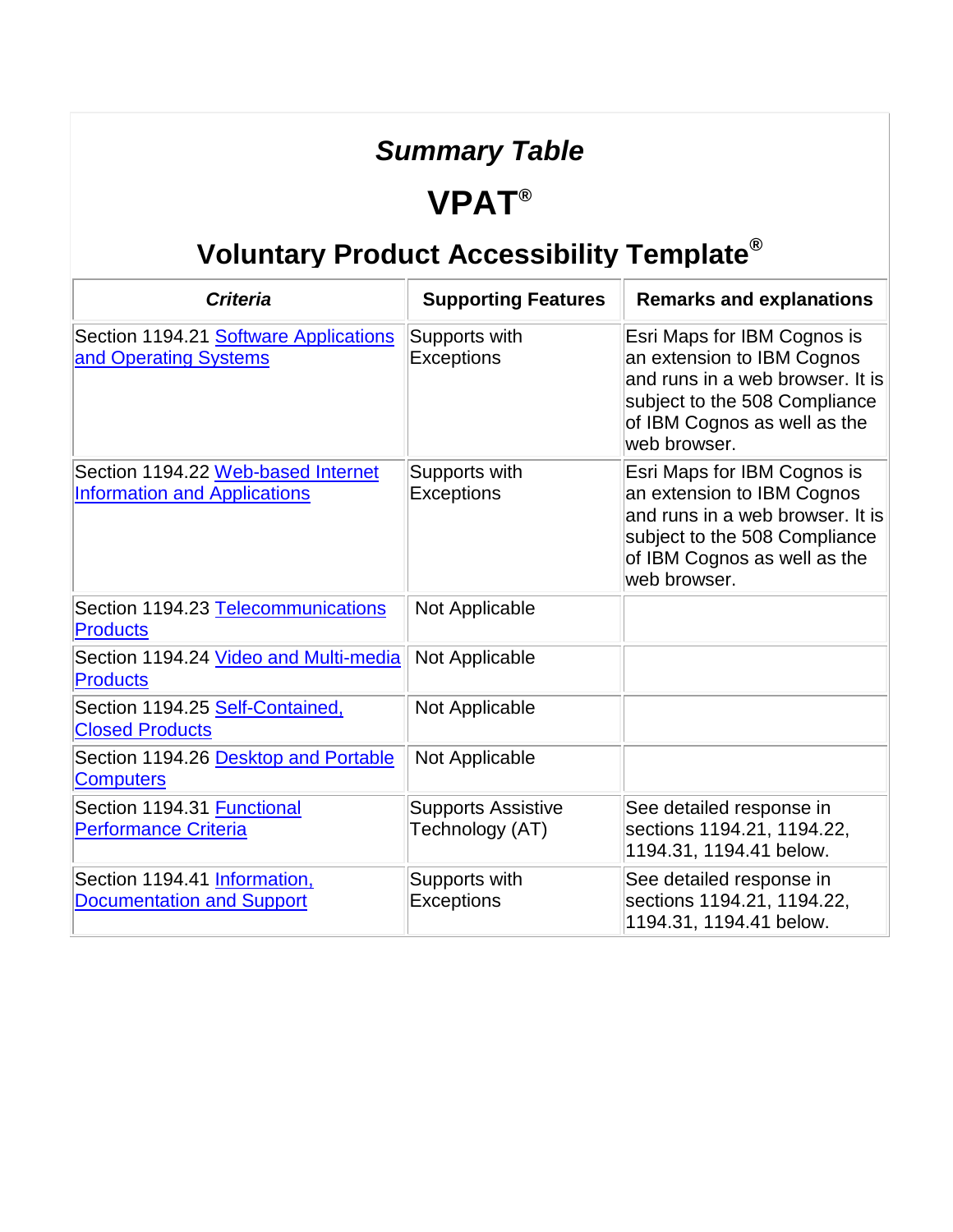## *Summary Table*

# VPAT®

## Voluntary Product Accessibility Template®

| *Criteria* | Supporting Features | Remarks and explanations |
| --- | --- | --- |
| Section 1194.21 Software Applications and Operating Systems | Supports with Exceptions | Esri Maps for IBM Cognos is an extension to IBM Cognos and runs in a web browser. It is subject to the 508 Compliance of IBM Cognos as well as the web browser. |
| Section 1194.22 Web-based Internet Information and Applications | Supports with Exceptions | Esri Maps for IBM Cognos is an extension to IBM Cognos and runs in a web browser. It is subject to the 508 Compliance of IBM Cognos as well as the web browser. |
| Section 1194.23 Telecommunications Products | Not Applicable | |
| Section 1194.24 Video and Multi-media Products | Not Applicable | |
| Section 1194.25 Self-Contained, Closed Products | Not Applicable | |
| Section 1194.26 Desktop and Portable Computers | Not Applicable | |
| Section 1194.31 Functional Performance Criteria | Supports Assistive Technology (AT) | See detailed response in sections 1194.21, 1194.22, 1194.31, 1194.41 below. |
| Section 1194.41 Information, Documentation and Support | Supports with Exceptions | See detailed response in sections 1194.21, 1194.22, 1194.31, 1194.41 below. |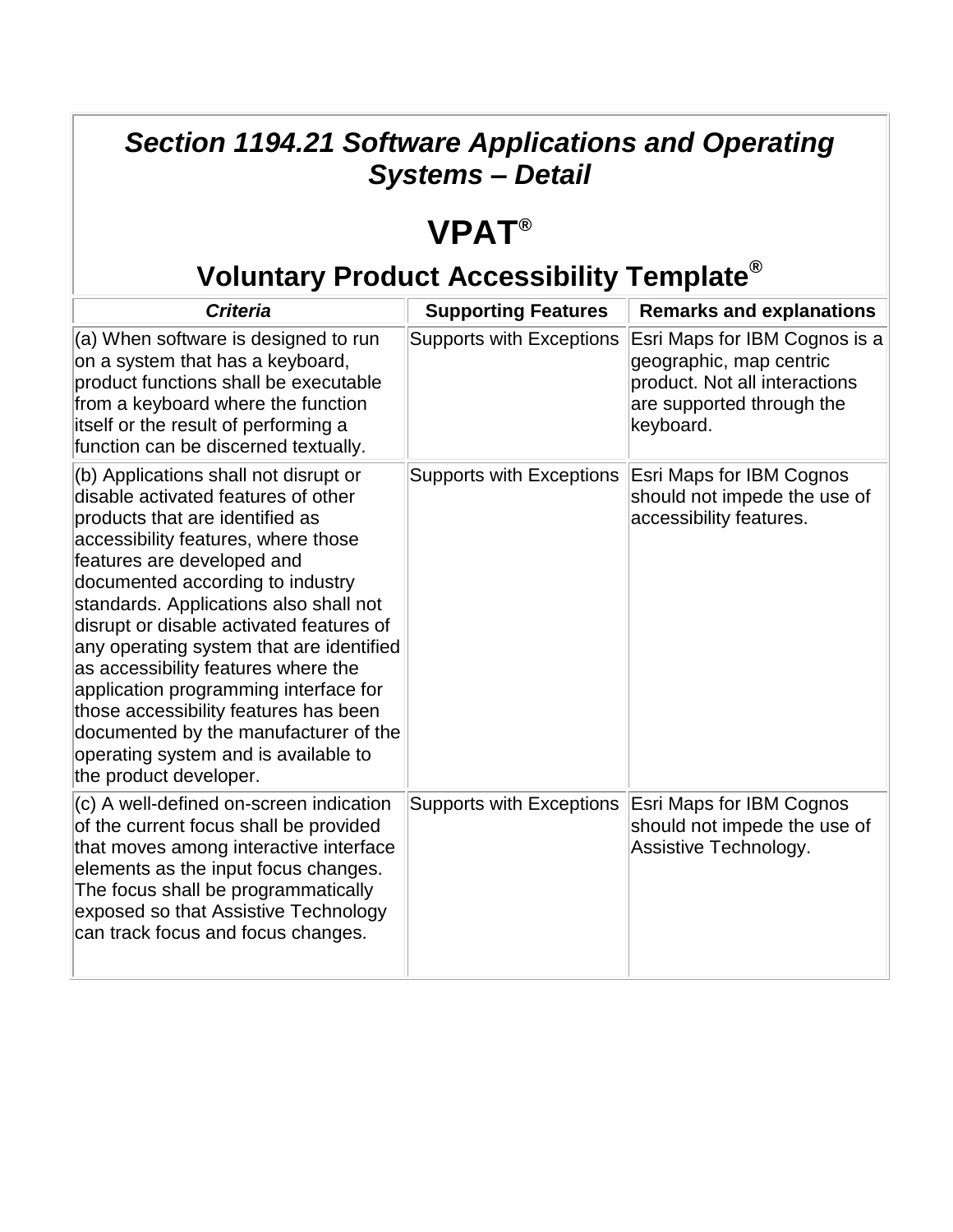## *Section 1194.21 Software Applications and Operating Systems – Detail*

# VPAT®

## Voluntary Product Accessibility Template®

| *Criteria* | Supporting Features | Remarks and explanations |
| --- | --- | --- |
| (a) When software is designed to run on a system that has a keyboard, product functions shall be executable from a keyboard where the function itself or the result of performing a function can be discerned textually. | Supports with Exceptions | Esri Maps for IBM Cognos is a geographic, map centric product. Not all interactions are supported through the keyboard. |
| (b) Applications shall not disrupt or disable activated features of other products that are identified as accessibility features, where those features are developed and documented according to industry standards. Applications also shall not disrupt or disable activated features of any operating system that are identified as accessibility features where the application programming interface for those accessibility features has been documented by the manufacturer of the operating system and is available to the product developer. | Supports with Exceptions | Esri Maps for IBM Cognos should not impede the use of accessibility features. |
| (c) A well-defined on-screen indication of the current focus shall be provided that moves among interactive interface elements as the input focus changes. The focus shall be programmatically exposed so that Assistive Technology can track focus and focus changes. | Supports with Exceptions | Esri Maps for IBM Cognos should not impede the use of Assistive Technology. |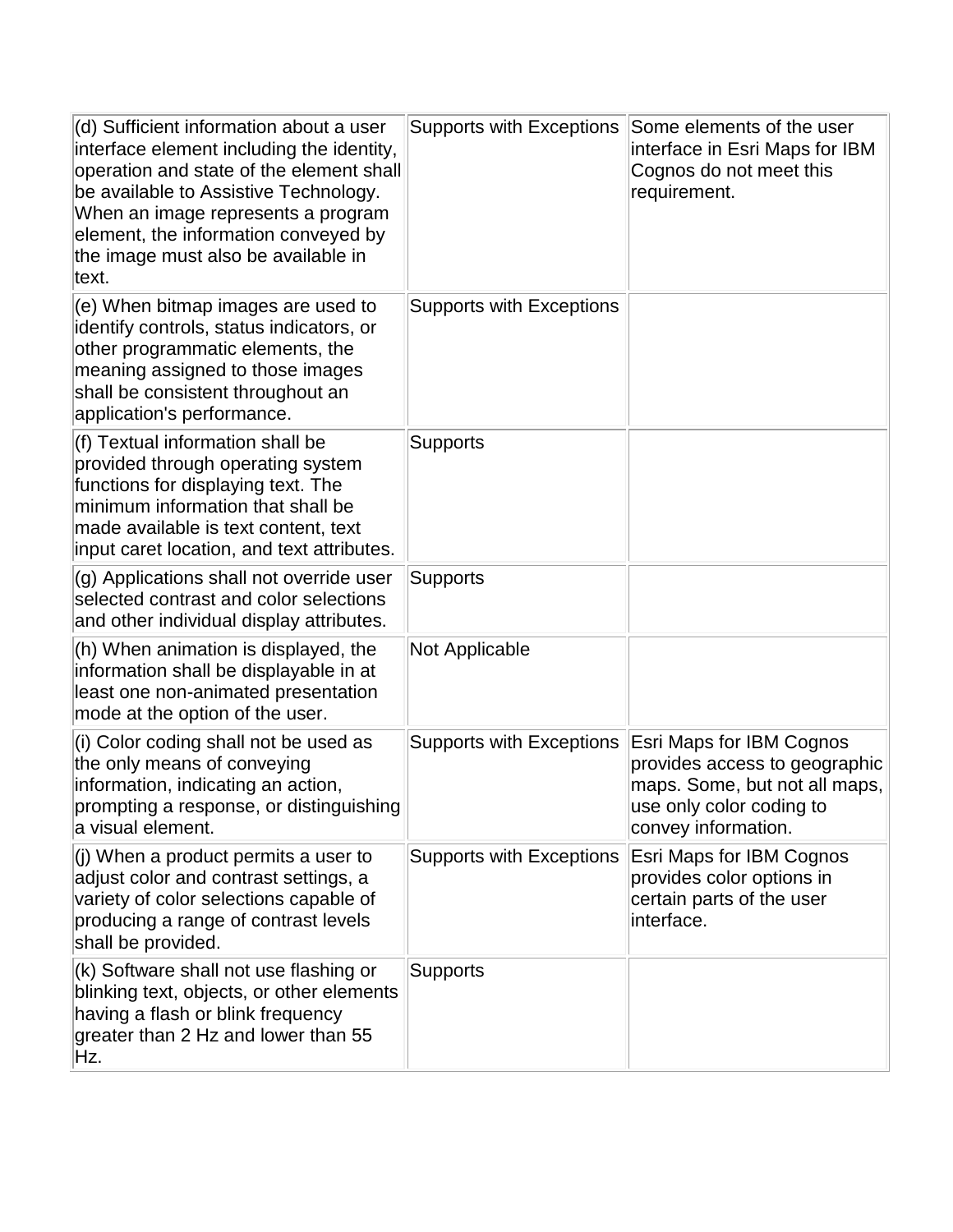| | | |
|---|---|---|
| (d) Sufficient information about a user interface element including the identity, operation and state of the element shall be available to Assistive Technology. When an image represents a program element, the information conveyed by the image must also be available in text. | Supports with Exceptions | Some elements of the user interface in Esri Maps for IBM Cognos do not meet this requirement. |
| (e) When bitmap images are used to identify controls, status indicators, or other programmatic elements, the meaning assigned to those images shall be consistent throughout an application's performance. | Supports with Exceptions | |
| (f) Textual information shall be provided through operating system functions for displaying text. The minimum information that shall be made available is text content, text input caret location, and text attributes. | Supports | |
| (g) Applications shall not override user selected contrast and color selections and other individual display attributes. | Supports | |
| (h) When animation is displayed, the information shall be displayable in at least one non-animated presentation mode at the option of the user. | Not Applicable | |
| (i) Color coding shall not be used as the only means of conveying information, indicating an action, prompting a response, or distinguishing a visual element. | Supports with Exceptions | Esri Maps for IBM Cognos provides access to geographic maps. Some, but not all maps, use only color coding to convey information. |
| (j) When a product permits a user to adjust color and contrast settings, a variety of color selections capable of producing a range of contrast levels shall be provided. | Supports with Exceptions | Esri Maps for IBM Cognos provides color options in certain parts of the user interface. |
| (k) Software shall not use flashing or blinking text, objects, or other elements having a flash or blink frequency greater than 2 Hz and lower than 55 Hz. | Supports | |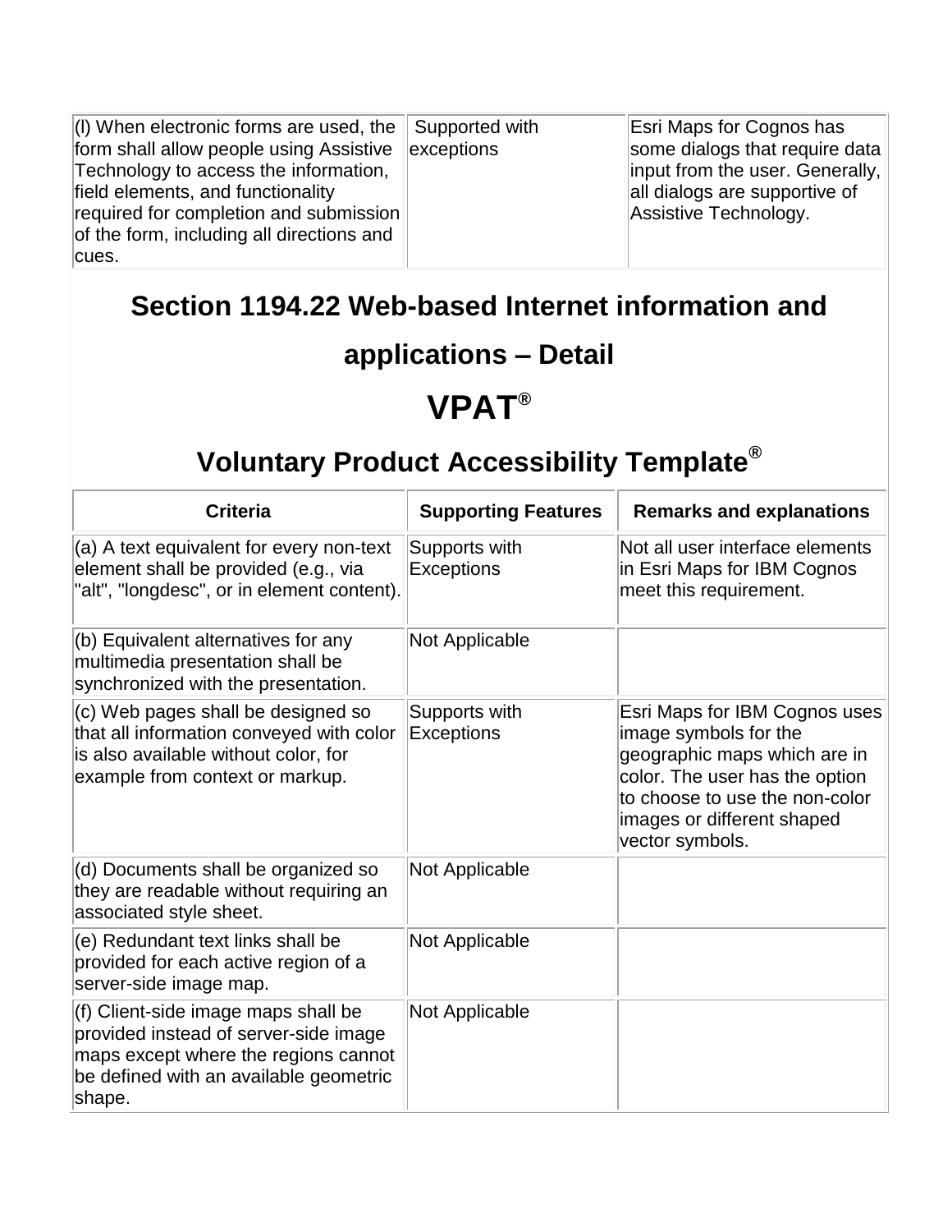| | | |
|---|---|---|
| (l) When electronic forms are used, the form shall allow people using Assistive Technology to access the information, field elements, and functionality required for completion and submission of the form, including all directions and cues. | Supported with exceptions | Esri Maps for Cognos has some dialogs that require data input from the user. Generally, all dialogs are supportive of Assistive Technology. |

## Section 1194.22 Web-based Internet information and applications – Detail

# VPAT®

## Voluntary Product Accessibility Template®

| Criteria | Supporting Features | Remarks and explanations |
|---|---|---|
| (a) A text equivalent for every non-text element shall be provided (e.g., via "alt", "longdesc", or in element content). | Supports with Exceptions | Not all user interface elements in Esri Maps for IBM Cognos meet this requirement. |
| (b) Equivalent alternatives for any multimedia presentation shall be synchronized with the presentation. | Not Applicable | |
| (c) Web pages shall be designed so that all information conveyed with color is also available without color, for example from context or markup. | Supports with Exceptions | Esri Maps for IBM Cognos uses image symbols for the geographic maps which are in color. The user has the option to choose to use the non-color images or different shaped vector symbols. |
| (d) Documents shall be organized so they are readable without requiring an associated style sheet. | Not Applicable | |
| (e) Redundant text links shall be provided for each active region of a server-side image map. | Not Applicable | |
| (f) Client-side image maps shall be provided instead of server-side image maps except where the regions cannot be defined with an available geometric shape. | Not Applicable | |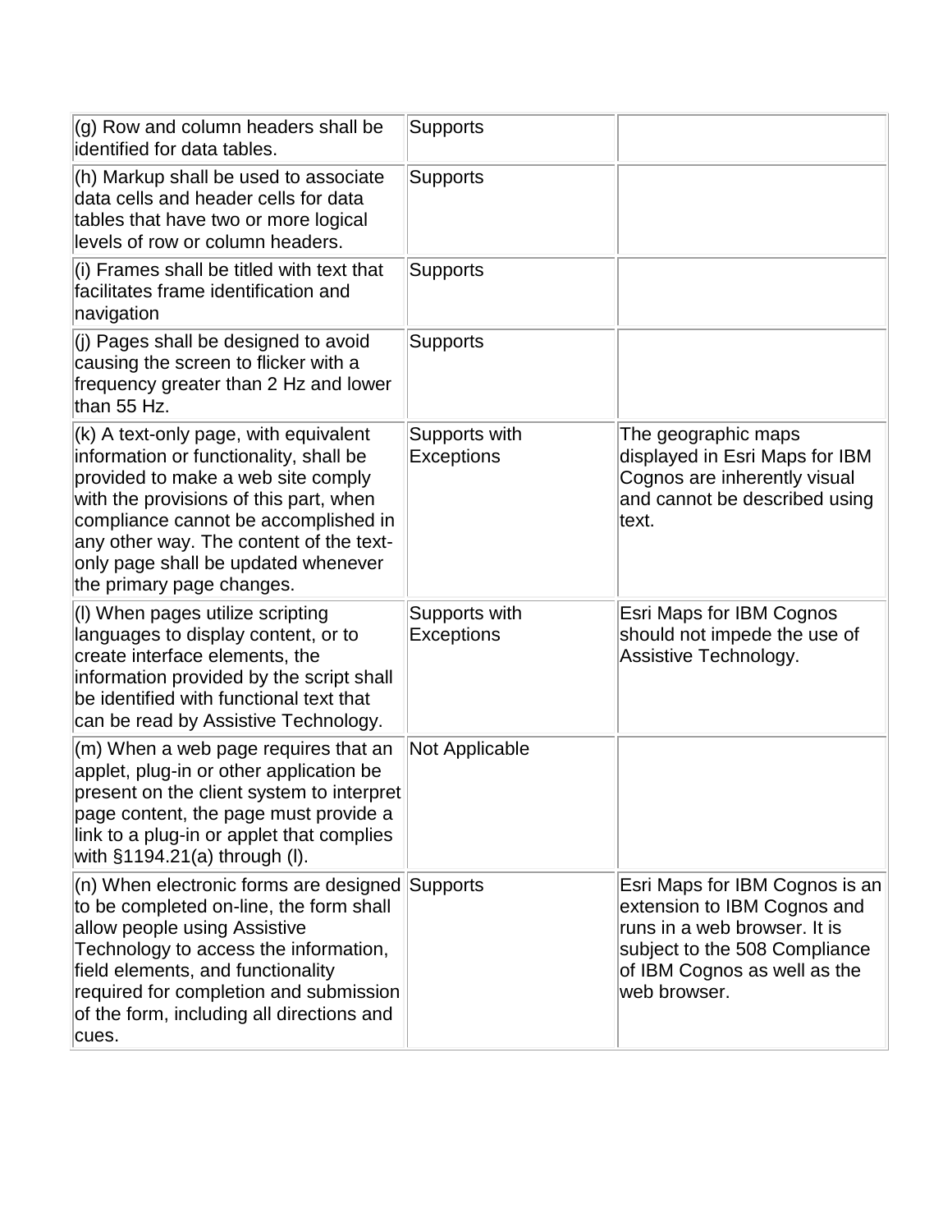| | | |
|---|---|---|
| (g) Row and column headers shall be identified for data tables. | Supports | |
| (h) Markup shall be used to associate data cells and header cells for data tables that have two or more logical levels of row or column headers. | Supports | |
| (i) Frames shall be titled with text that facilitates frame identification and navigation | Supports | |
| (j) Pages shall be designed to avoid causing the screen to flicker with a frequency greater than 2 Hz and lower than 55 Hz. | Supports | |
| (k) A text-only page, with equivalent information or functionality, shall be provided to make a web site comply with the provisions of this part, when compliance cannot be accomplished in any other way. The content of the text-only page shall be updated whenever the primary page changes. | Supports with Exceptions | The geographic maps displayed in Esri Maps for IBM Cognos are inherently visual and cannot be described using text. |
| (l) When pages utilize scripting languages to display content, or to create interface elements, the information provided by the script shall be identified with functional text that can be read by Assistive Technology. | Supports with Exceptions | Esri Maps for IBM Cognos should not impede the use of Assistive Technology. |
| (m) When a web page requires that an applet, plug-in or other application be present on the client system to interpret page content, the page must provide a link to a plug-in or applet that complies with §1194.21(a) through (l). | Not Applicable | |
| (n) When electronic forms are designed to be completed on-line, the form shall allow people using Assistive Technology to access the information, field elements, and functionality required for completion and submission of the form, including all directions and cues. | Supports | Esri Maps for IBM Cognos is an extension to IBM Cognos and runs in a web browser. It is subject to the 508 Compliance of IBM Cognos as well as the web browser. |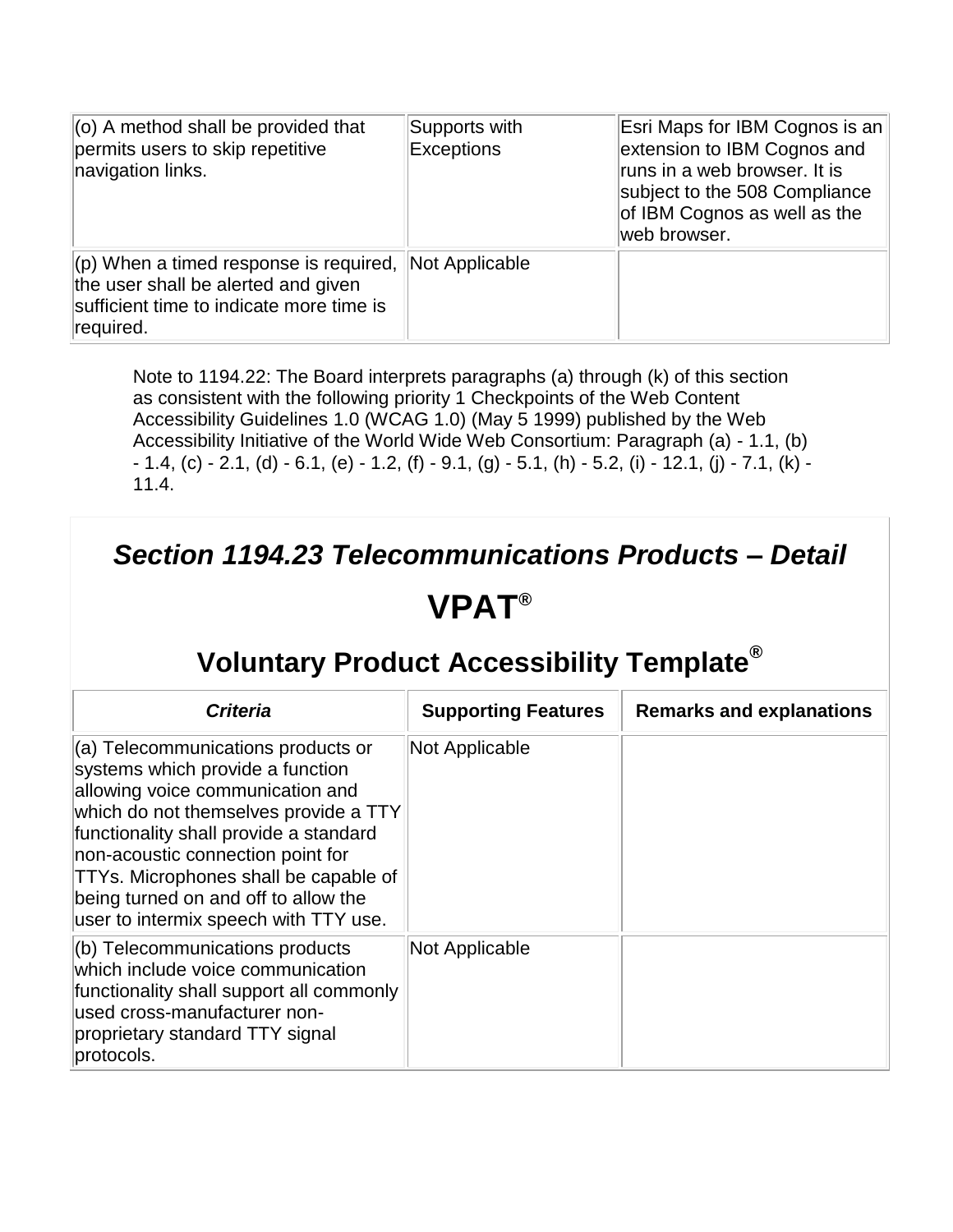| (o) A method shall be provided that permits users to skip repetitive navigation links. | Supports with Exceptions | Esri Maps for IBM Cognos is an extension to IBM Cognos and runs in a web browser. It is subject to the 508 Compliance of IBM Cognos as well as the web browser. |
|---|---|---|
| (p) When a timed response is required, the user shall be alerted and given sufficient time to indicate more time is required. | Not Applicable | |

Note to 1194.22: The Board interprets paragraphs (a) through (k) of this section as consistent with the following priority 1 Checkpoints of the Web Content Accessibility Guidelines 1.0 (WCAG 1.0) (May 5 1999) published by the Web Accessibility Initiative of the World Wide Web Consortium: Paragraph (a) - 1.1, (b) - 1.4, (c) - 2.1, (d) - 6.1, (e) - 1.2, (f) - 9.1, (g) - 5.1, (h) - 5.2, (i) - 12.1, (j) - 7.1, (k) - 11.4.

## *Section 1194.23 Telecommunications Products – Detail*

# VPAT®

## Voluntary Product Accessibility Template®

| *Criteria* | Supporting Features | Remarks and explanations |
|---|---|---|
| (a) Telecommunications products or systems which provide a function allowing voice communication and which do not themselves provide a TTY functionality shall provide a standard non-acoustic connection point for TTYs. Microphones shall be capable of being turned on and off to allow the user to intermix speech with TTY use. | Not Applicable | |
| (b) Telecommunications products which include voice communication functionality shall support all commonly used cross-manufacturer non-proprietary standard TTY signal protocols. | Not Applicable | |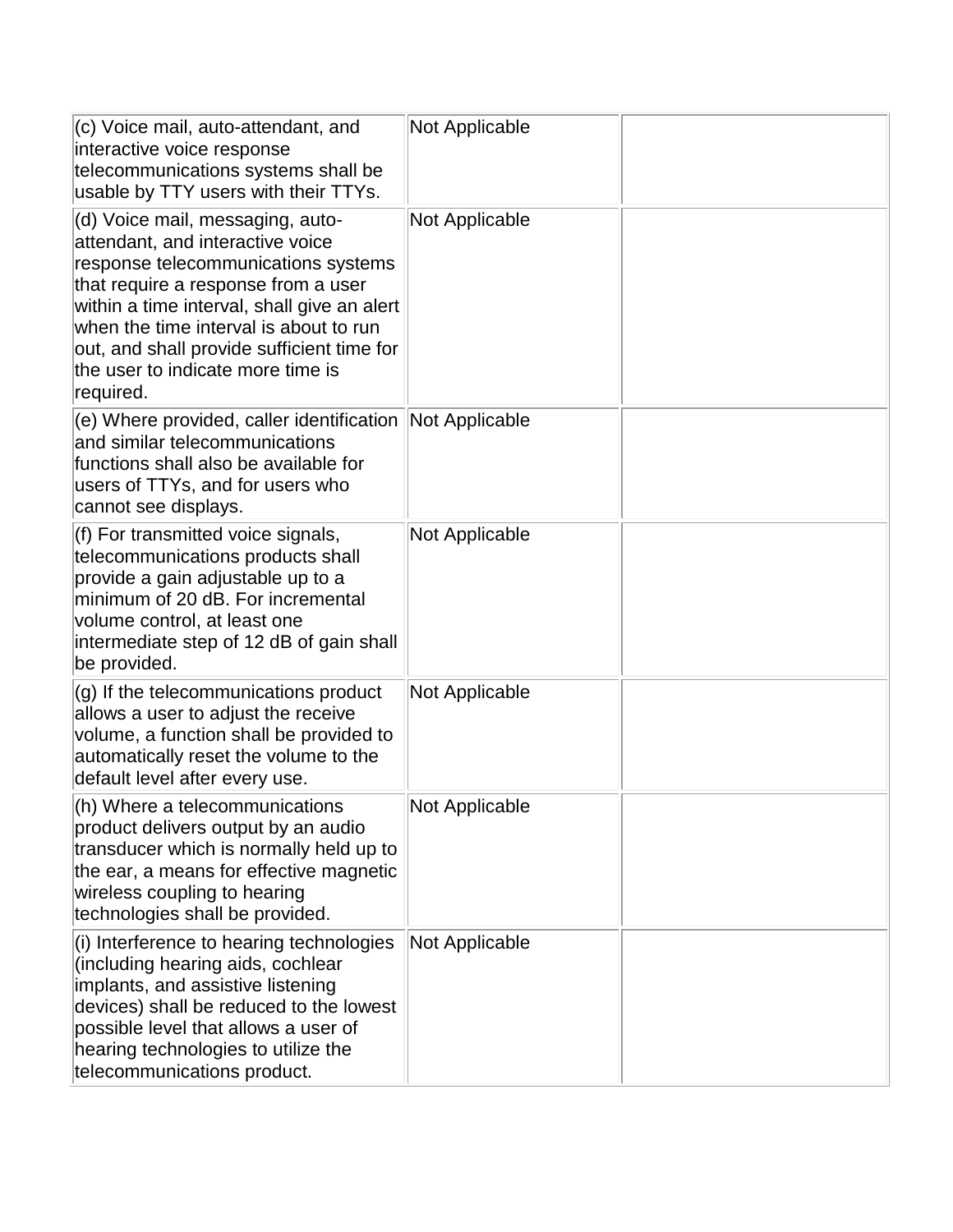| | | |
|---|---|---|
| (c) Voice mail, auto-attendant, and interactive voice response telecommunications systems shall be usable by TTY users with their TTYs. | Not Applicable | |
| (d) Voice mail, messaging, auto-attendant, and interactive voice response telecommunications systems that require a response from a user within a time interval, shall give an alert when the time interval is about to run out, and shall provide sufficient time for the user to indicate more time is required. | Not Applicable | |
| (e) Where provided, caller identification and similar telecommunications functions shall also be available for users of TTYs, and for users who cannot see displays. | Not Applicable | |
| (f) For transmitted voice signals, telecommunications products shall provide a gain adjustable up to a minimum of 20 dB. For incremental volume control, at least one intermediate step of 12 dB of gain shall be provided. | Not Applicable | |
| (g) If the telecommunications product allows a user to adjust the receive volume, a function shall be provided to automatically reset the volume to the default level after every use. | Not Applicable | |
| (h) Where a telecommunications product delivers output by an audio transducer which is normally held up to the ear, a means for effective magnetic wireless coupling to hearing technologies shall be provided. | Not Applicable | |
| (i) Interference to hearing technologies (including hearing aids, cochlear implants, and assistive listening devices) shall be reduced to the lowest possible level that allows a user of hearing technologies to utilize the telecommunications product. | Not Applicable | |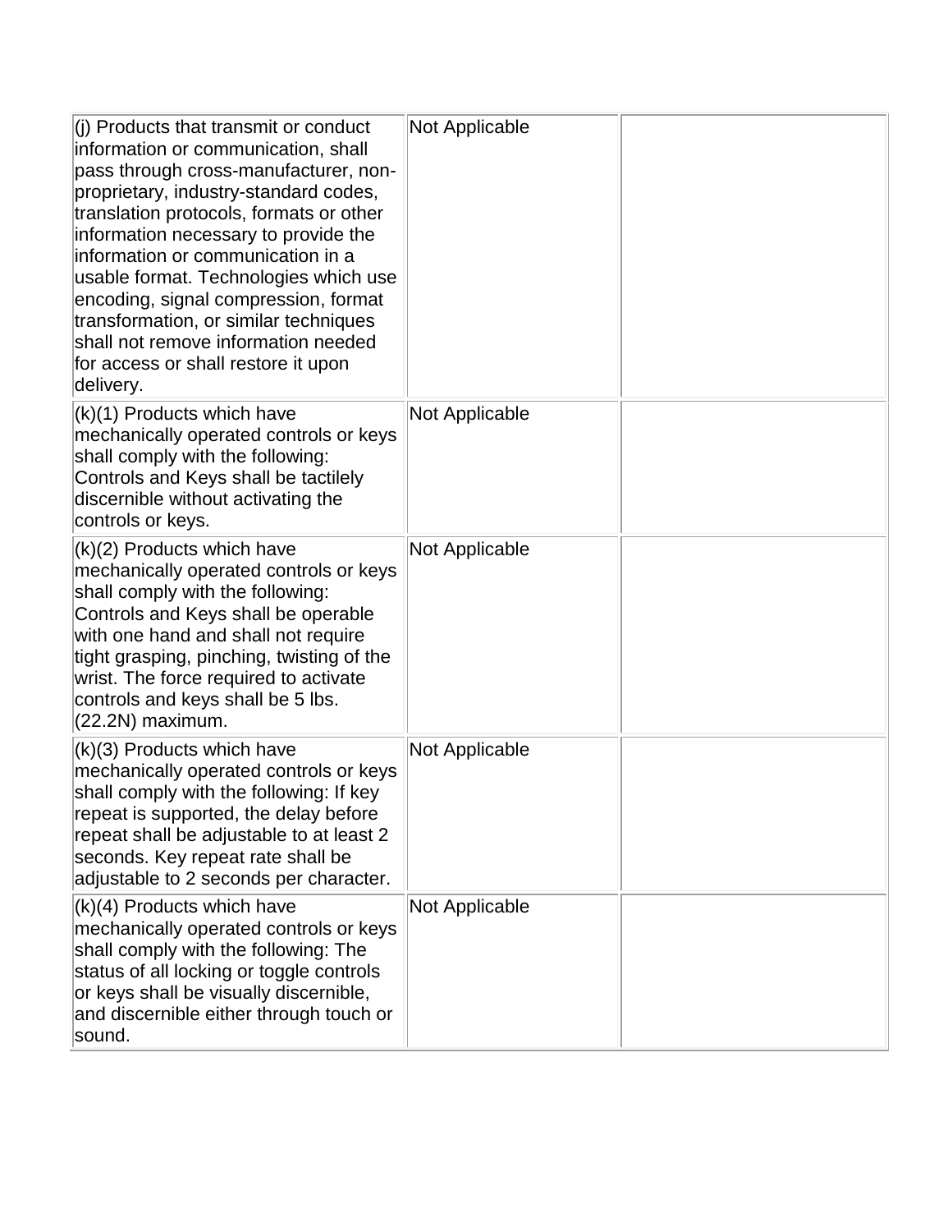| | | |
|---|---|---|
| (j) Products that transmit or conduct information or communication, shall pass through cross-manufacturer, non-proprietary, industry-standard codes, translation protocols, formats or other information necessary to provide the information or communication in a usable format. Technologies which use encoding, signal compression, format transformation, or similar techniques shall not remove information needed for access or shall restore it upon delivery. | Not Applicable | |
| (k)(1) Products which have mechanically operated controls or keys shall comply with the following: Controls and Keys shall be tactilely discernible without activating the controls or keys. | Not Applicable | |
| (k)(2) Products which have mechanically operated controls or keys shall comply with the following: Controls and Keys shall be operable with one hand and shall not require tight grasping, pinching, twisting of the wrist. The force required to activate controls and keys shall be 5 lbs. (22.2N) maximum. | Not Applicable | |
| (k)(3) Products which have mechanically operated controls or keys shall comply with the following: If key repeat is supported, the delay before repeat shall be adjustable to at least 2 seconds. Key repeat rate shall be adjustable to 2 seconds per character. | Not Applicable | |
| (k)(4) Products which have mechanically operated controls or keys shall comply with the following: The status of all locking or toggle controls or keys shall be visually discernible, and discernible either through touch or sound. | Not Applicable | |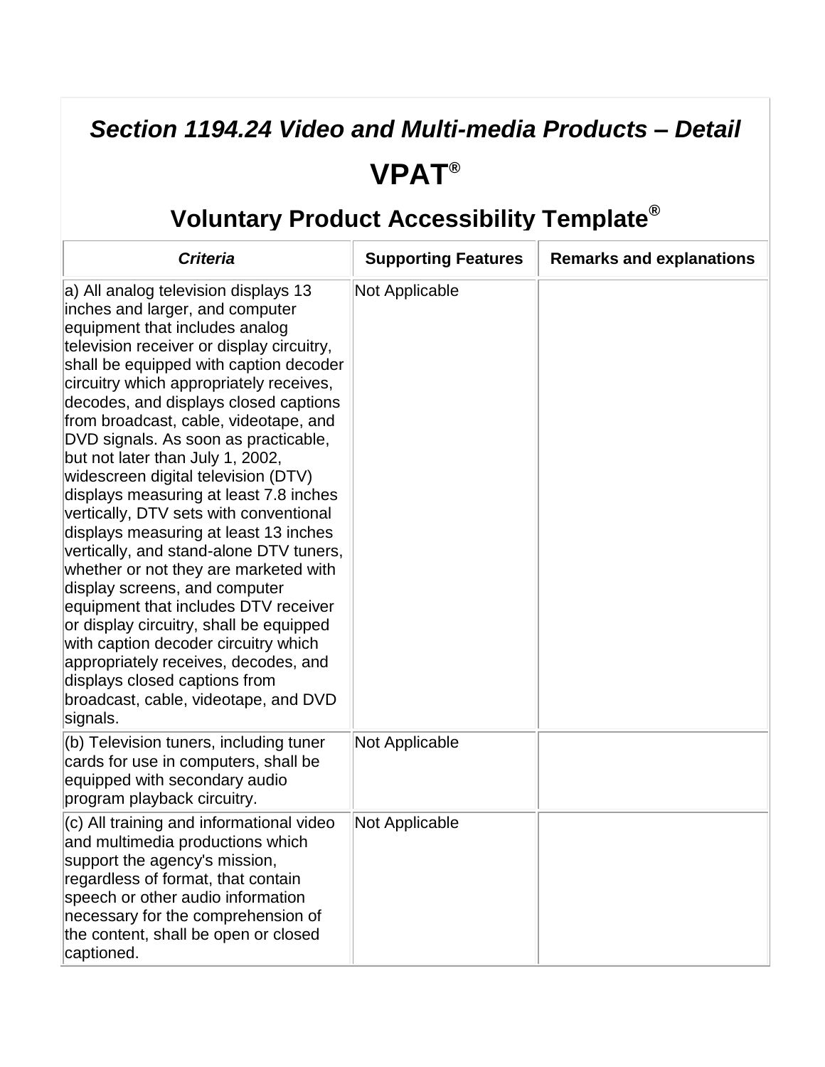## *Section 1194.24 Video and Multi-media Products – Detail*

# VPAT®

## Voluntary Product Accessibility Template®

| *Criteria* | Supporting Features | Remarks and explanations |
| --- | --- | --- |
| a) All analog television displays 13 inches and larger, and computer equipment that includes analog television receiver or display circuitry, shall be equipped with caption decoder circuitry which appropriately receives, decodes, and displays closed captions from broadcast, cable, videotape, and DVD signals. As soon as practicable, but not later than July 1, 2002, widescreen digital television (DTV) displays measuring at least 7.8 inches vertically, DTV sets with conventional displays measuring at least 13 inches vertically, and stand-alone DTV tuners, whether or not they are marketed with display screens, and computer equipment that includes DTV receiver or display circuitry, shall be equipped with caption decoder circuitry which appropriately receives, decodes, and displays closed captions from broadcast, cable, videotape, and DVD signals. | Not Applicable | |
| (b) Television tuners, including tuner cards for use in computers, shall be equipped with secondary audio program playback circuitry. | Not Applicable | |
| (c) All training and informational video and multimedia productions which support the agency's mission, regardless of format, that contain speech or other audio information necessary for the comprehension of the content, shall be open or closed captioned. | Not Applicable | |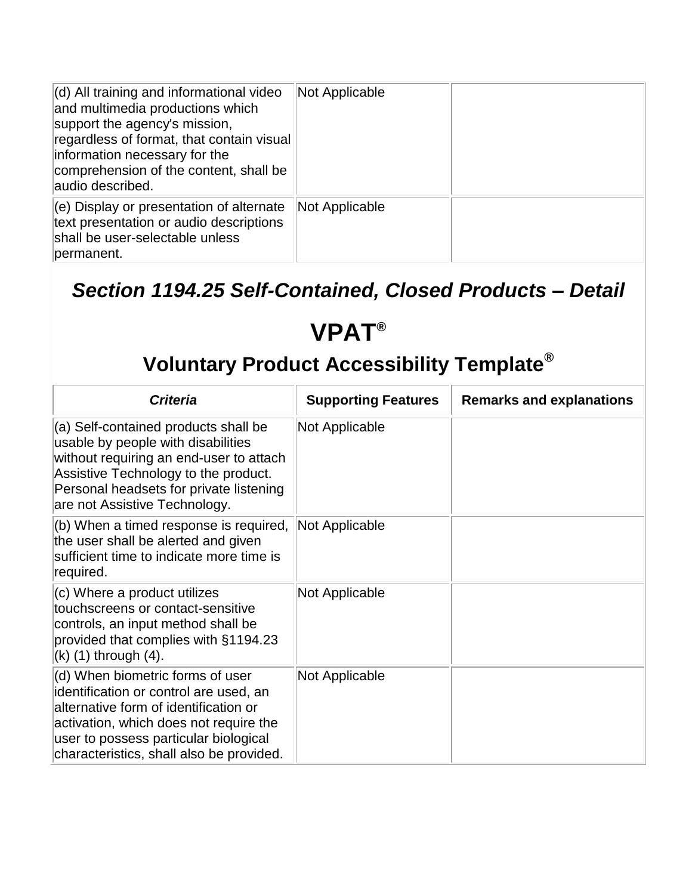| | | |
|---|---|---|
| (d) All training and informational video and multimedia productions which support the agency's mission, regardless of format, that contain visual information necessary for the comprehension of the content, shall be audio described. | Not Applicable | |
| (e) Display or presentation of alternate text presentation or audio descriptions shall be user-selectable unless permanent. | Not Applicable | |

## *Section 1194.25 Self-Contained, Closed Products – Detail*

# VPAT®

## Voluntary Product Accessibility Template®

| ***Criteria*** | **Supporting Features** | **Remarks and explanations** |
|---|---|---|
| (a) Self-contained products shall be usable by people with disabilities without requiring an end-user to attach Assistive Technology to the product. Personal headsets for private listening are not Assistive Technology. | Not Applicable | |
| (b) When a timed response is required, the user shall be alerted and given sufficient time to indicate more time is required. | Not Applicable | |
| (c) Where a product utilizes touchscreens or contact-sensitive controls, an input method shall be provided that complies with §1194.23 (k) (1) through (4). | Not Applicable | |
| (d) When biometric forms of user identification or control are used, an alternative form of identification or activation, which does not require the user to possess particular biological characteristics, shall also be provided. | Not Applicable | |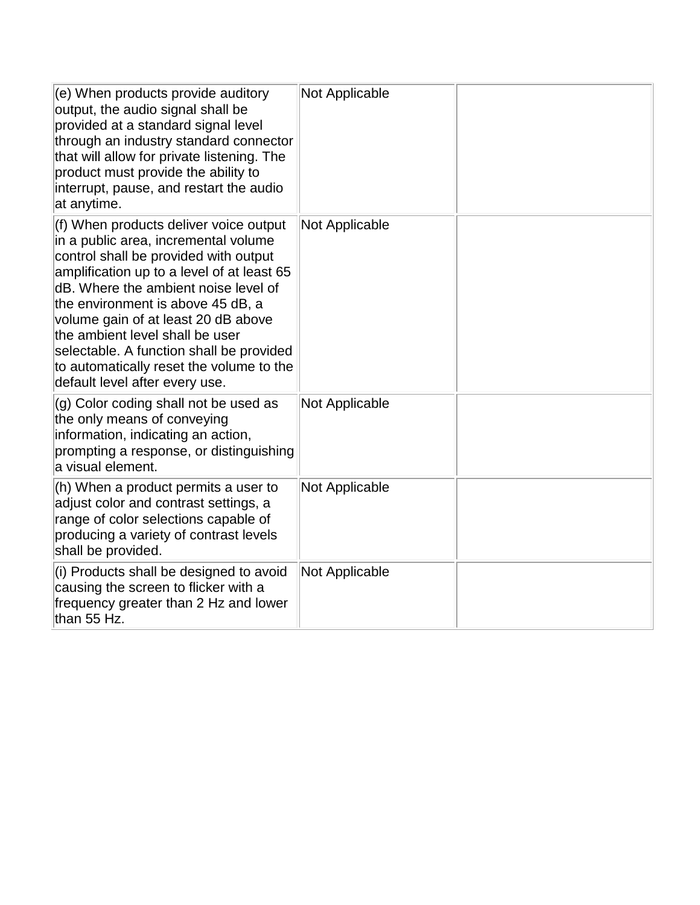| | | |
|---|---|---|
| (e) When products provide auditory output, the audio signal shall be provided at a standard signal level through an industry standard connector that will allow for private listening. The product must provide the ability to interrupt, pause, and restart the audio at anytime. | Not Applicable | |
| (f) When products deliver voice output in a public area, incremental volume control shall be provided with output amplification up to a level of at least 65 dB. Where the ambient noise level of the environment is above 45 dB, a volume gain of at least 20 dB above the ambient level shall be user selectable. A function shall be provided to automatically reset the volume to the default level after every use. | Not Applicable | |
| (g) Color coding shall not be used as the only means of conveying information, indicating an action, prompting a response, or distinguishing a visual element. | Not Applicable | |
| (h) When a product permits a user to adjust color and contrast settings, a range of color selections capable of producing a variety of contrast levels shall be provided. | Not Applicable | |
| (i) Products shall be designed to avoid causing the screen to flicker with a frequency greater than 2 Hz and lower than 55 Hz. | Not Applicable | |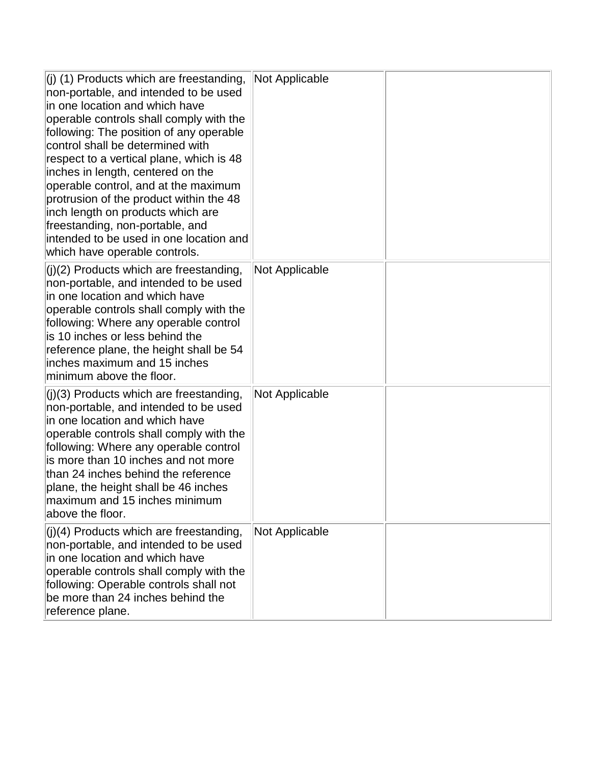| | | |
|---|---|---|
| (j) (1) Products which are freestanding, non-portable, and intended to be used in one location and which have operable controls shall comply with the following: The position of any operable control shall be determined with respect to a vertical plane, which is 48 inches in length, centered on the operable control, and at the maximum protrusion of the product within the 48 inch length on products which are freestanding, non-portable, and intended to be used in one location and which have operable controls. | Not Applicable | |
| (j)(2) Products which are freestanding, non-portable, and intended to be used in one location and which have operable controls shall comply with the following: Where any operable control is 10 inches or less behind the reference plane, the height shall be 54 inches maximum and 15 inches minimum above the floor. | Not Applicable | |
| (j)(3) Products which are freestanding, non-portable, and intended to be used in one location and which have operable controls shall comply with the following: Where any operable control is more than 10 inches and not more than 24 inches behind the reference plane, the height shall be 46 inches maximum and 15 inches minimum above the floor. | Not Applicable | |
| (j)(4) Products which are freestanding, non-portable, and intended to be used in one location and which have operable controls shall comply with the following: Operable controls shall not be more than 24 inches behind the reference plane. | Not Applicable | |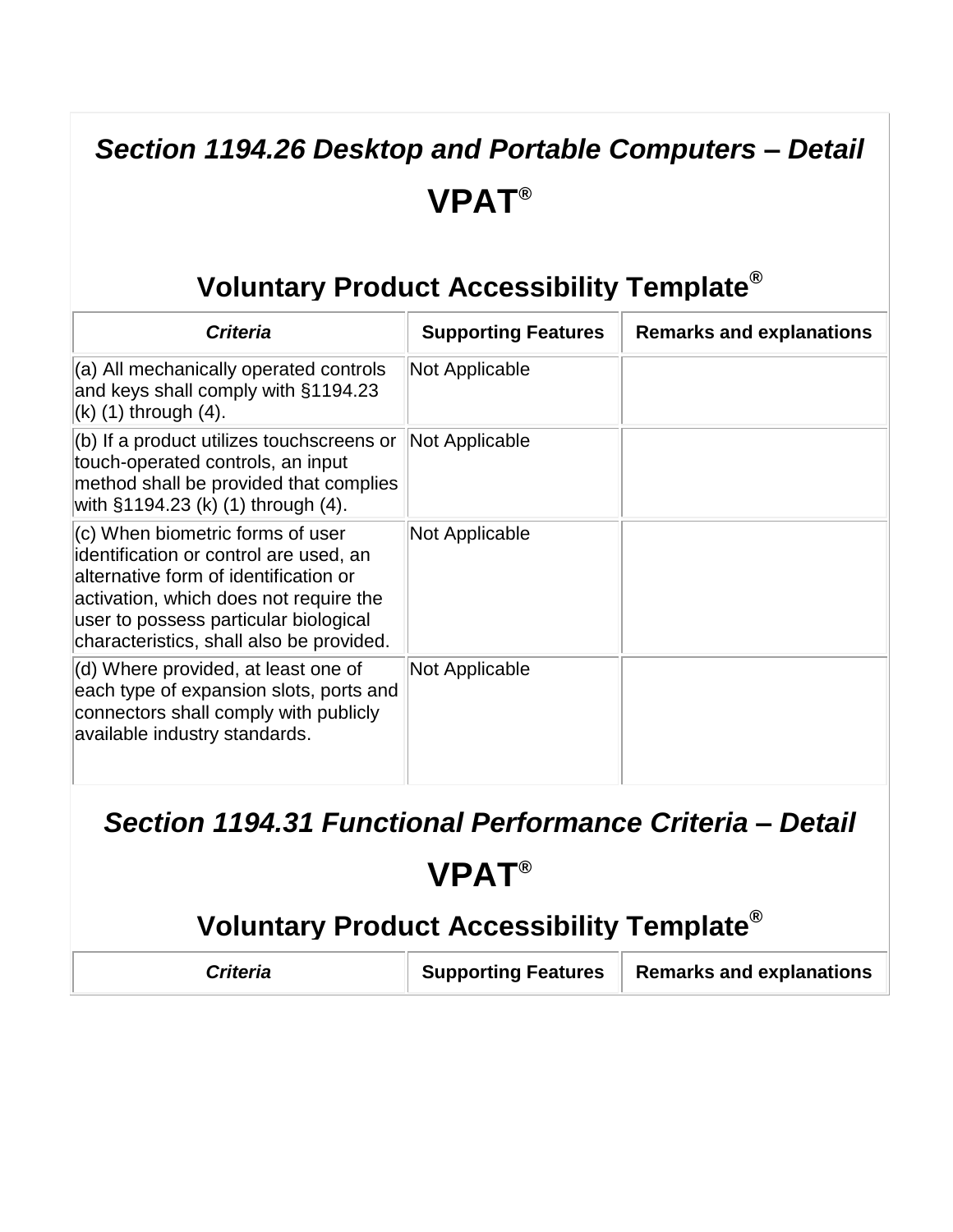## *Section 1194.26 Desktop and Portable Computers – Detail*

## VPAT®

## Voluntary Product Accessibility Template®

| *Criteria* | Supporting Features | Remarks and explanations |
|---|---|---|
| (a) All mechanically operated controls and keys shall comply with §1194.23 (k) (1) through (4). | Not Applicable | |
| (b) If a product utilizes touchscreens or touch-operated controls, an input method shall be provided that complies with §1194.23 (k) (1) through (4). | Not Applicable | |
| (c) When biometric forms of user identification or control are used, an alternative form of identification or activation, which does not require the user to possess particular biological characteristics, shall also be provided. | Not Applicable | |
| (d) Where provided, at least one of each type of expansion slots, ports and connectors shall comply with publicly available industry standards. | Not Applicable | |

## *Section 1194.31 Functional Performance Criteria – Detail*

## VPAT®

## Voluntary Product Accessibility Template®

| *Criteria* | Supporting Features | Remarks and explanations |
|---|---|---|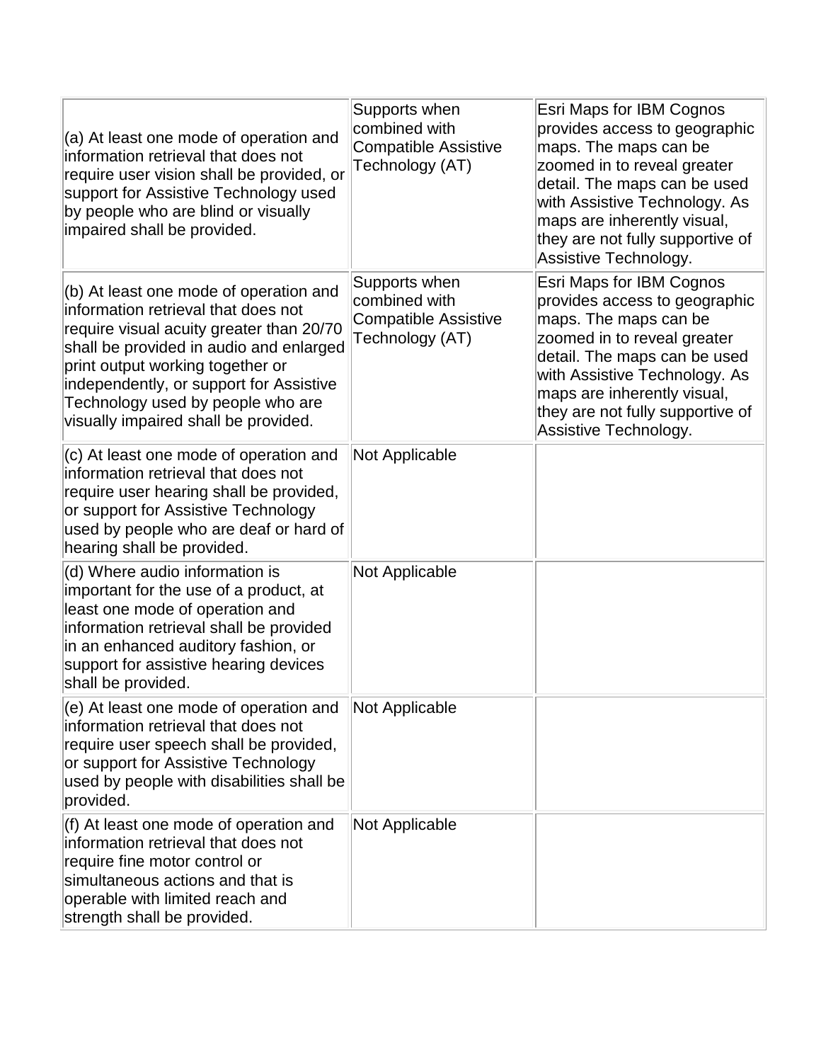| | | |
|---|---|---|
| (a) At least one mode of operation and information retrieval that does not require user vision shall be provided, or support for Assistive Technology used by people who are blind or visually impaired shall be provided. | Supports when combined with Compatible Assistive Technology (AT) | Esri Maps for IBM Cognos provides access to geographic maps. The maps can be zoomed in to reveal greater detail. The maps can be used with Assistive Technology. As maps are inherently visual, they are not fully supportive of Assistive Technology. |
| (b) At least one mode of operation and information retrieval that does not require visual acuity greater than 20/70 shall be provided in audio and enlarged print output working together or independently, or support for Assistive Technology used by people who are visually impaired shall be provided. | Supports when combined with Compatible Assistive Technology (AT) | Esri Maps for IBM Cognos provides access to geographic maps. The maps can be zoomed in to reveal greater detail. The maps can be used with Assistive Technology. As maps are inherently visual, they are not fully supportive of Assistive Technology. |
| (c) At least one mode of operation and information retrieval that does not require user hearing shall be provided, or support for Assistive Technology used by people who are deaf or hard of hearing shall be provided. | Not Applicable | |
| (d) Where audio information is important for the use of a product, at least one mode of operation and information retrieval shall be provided in an enhanced auditory fashion, or support for assistive hearing devices shall be provided. | Not Applicable | |
| (e) At least one mode of operation and information retrieval that does not require user speech shall be provided, or support for Assistive Technology used by people with disabilities shall be provided. | Not Applicable | |
| (f) At least one mode of operation and information retrieval that does not require fine motor control or simultaneous actions and that is operable with limited reach and strength shall be provided. | Not Applicable | |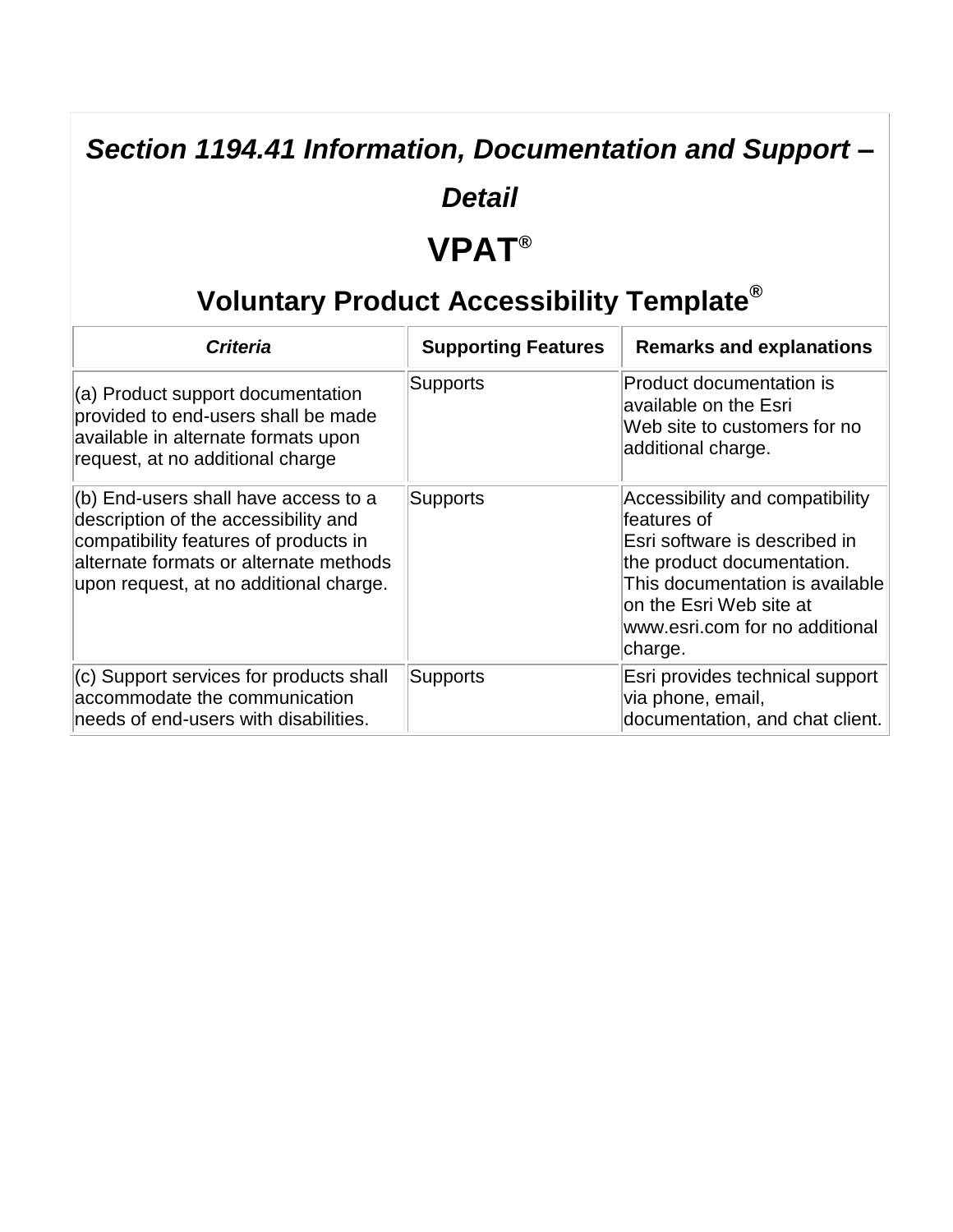## *Section 1194.41 Information, Documentation and Support – Detail*

# VPAT®

## Voluntary Product Accessibility Template®

| *Criteria* | Supporting Features | Remarks and explanations |
|---|---|---|
| (a) Product support documentation provided to end-users shall be made available in alternate formats upon request, at no additional charge | Supports | Product documentation is available on the Esri Web site to customers for no additional charge. |
| (b) End-users shall have access to a description of the accessibility and compatibility features of products in alternate formats or alternate methods upon request, at no additional charge. | Supports | Accessibility and compatibility features of Esri software is described in the product documentation. This documentation is available on the Esri Web site at www.esri.com for no additional charge. |
| (c) Support services for products shall accommodate the communication needs of end-users with disabilities. | Supports | Esri provides technical support via phone, email, documentation, and chat client. |